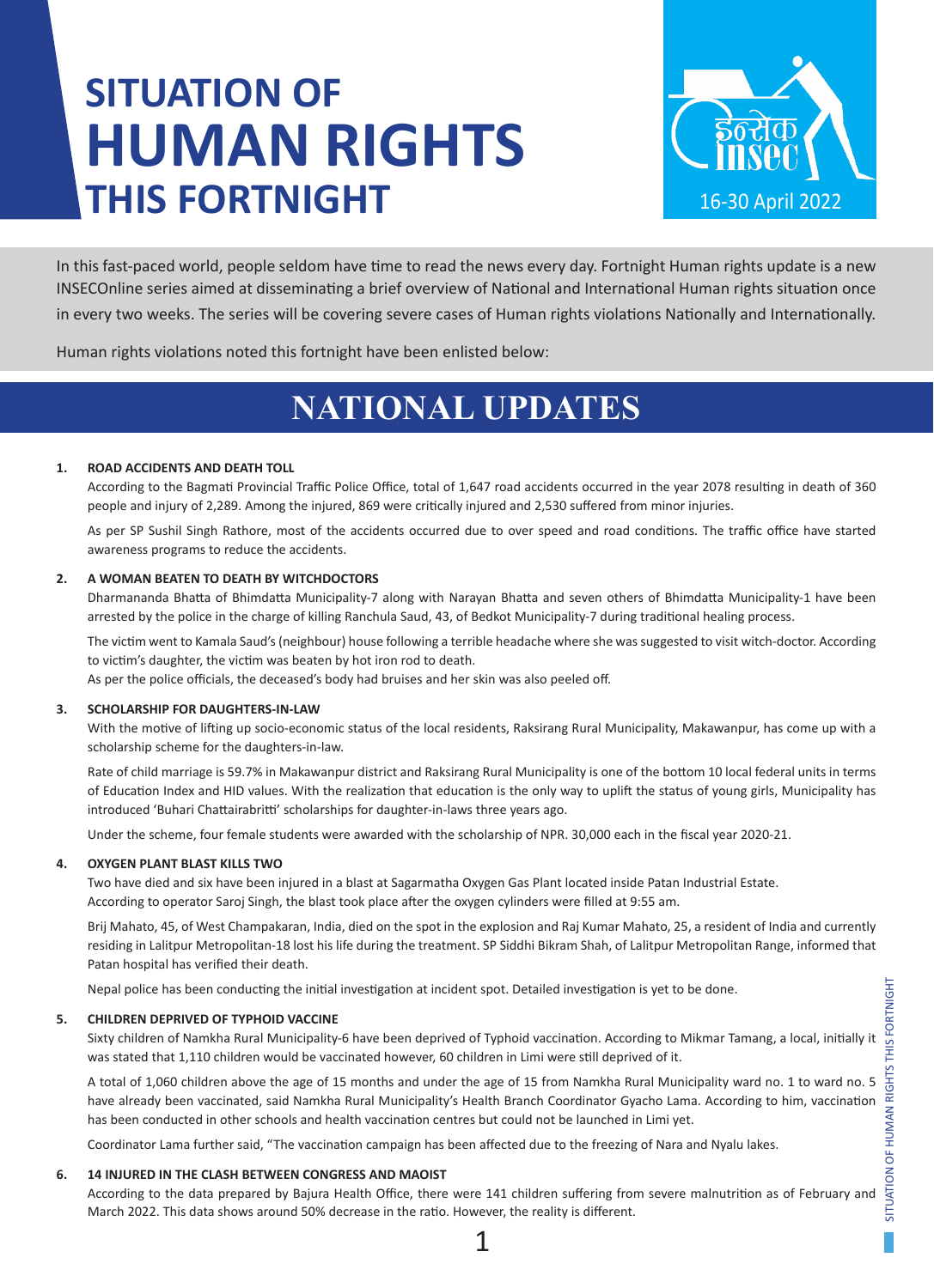# SITUATION OF HUMAN RIGHTS THIS FORTNIGHT

इन्सेक insec

16-30 April 2022

In this fast-paced world, people seldom have time to read the news every day. Fortnight Human rights update is a new INSECOnline series aimed at disseminating a brief overview of National and International Human rights situation once in every two weeks. The series will be covering severe cases of Human rights violations Nationally and Internationally.

Human rights violations noted this fortnight have been enlisted below:

## NATIONAL UPDATES

### 1. ROAD ACCIDENTS AND DEATH TOLL

According to the Bagmati Provincial Traffic Police Office, total of 1,647 road accidents occurred in the year 2078 resulting in death of 360 people and injury of 2,289. Among the injured, 869 were critically injured and 2,530 suffered from minor injuries.

As per SP Sushil Singh Rathore, most of the accidents occurred due to over speed and road conditions. The traffic office have started awareness programs to reduce the accidents.

### 2. A WOMAN BEATEN TO DEATH BY WITCHDOCTORS

Dharmananda Bhatta of Bhimdatta Municipality-7 along with Narayan Bhatta and seven others of Bhimdatta Municipality-1 have been arrested by the police in the charge of killing Ranchula Saud, 43, of Bedkot Municipality-7 during traditional healing process.

The victim went to Kamala Saud's (neighbour) house following a terrible headache where she was suggested to visit witch-doctor. According to victim's daughter, the victim was beaten by hot iron rod to death.

As per the police officials, the deceased's body had bruises and her skin was also peeled off.

### 3. SCHOLARSHIP FOR DAUGHTERS-IN-LAW

With the motive of lifting up socio-economic status of the local residents, Raksirang Rural Municipality, Makawanpur, has come up with a scholarship scheme for the daughters-in-law.

Rate of child marriage is 59.7% in Makawanpur district and Raksirang Rural Municipality is one of the bottom 10 local federal units in terms of Education Index and HID values. With the realization that education is the only way to uplift the status of young girls, Municipality has introduced 'Buhari Chattairabritti' scholarships for daughter-in-laws three years ago.

Under the scheme, four female students were awarded with the scholarship of NPR. 30,000 each in the fiscal year 2020-21.

### 4. OXYGEN PLANT BLAST KILLS TWO

Two have died and six have been injured in a blast at Sagarmatha Oxygen Gas Plant located inside Patan Industrial Estate.

According to operator Saroj Singh, the blast took place after the oxygen cylinders were filled at 9:55 am.

Brij Mahato, 45, of West Champakaran, India, died on the spot in the explosion and Raj Kumar Mahato, 25, a resident of India and currently residing in Lalitpur Metropolitan-18 lost his life during the treatment. SP Siddhi Bikram Shah, of Lalitpur Metropolitan Range, informed that Patan hospital has verified their death.

Nepal police has been conducting the initial investigation at incident spot. Detailed investigation is yet to be done.

### 5. CHILDREN DEPRIVED OF TYPHOID VACCINE

Sixty children of Namkha Rural Municipality-6 have been deprived of Typhoid vaccination. According to Mikmar Tamang, a local, initially it was stated that 1,110 children would be vaccinated however, 60 children in Limi were still deprived of it.

A total of 1,060 children above the age of 15 months and under the age of 15 from Namkha Rural Municipality ward no. 1 to ward no. 5 have already been vaccinated, said Namkha Rural Municipality's Health Branch Coordinator Gyacho Lama. According to him, vaccination has been conducted in other schools and health vaccination centres but could not be launched in Limi yet.

Coordinator Lama further said, "The vaccination campaign has been affected due to the freezing of Nara and Nyalu lakes.

### 6. 14 INJURED IN THE CLASH BETWEEN CONGRESS AND MAOIST

According to the data prepared by Bajura Health Office, there were 141 children suffering from severe malnutrition as of February and March 2022. This data shows around 50% decrease in the ratio. However, the reality is different.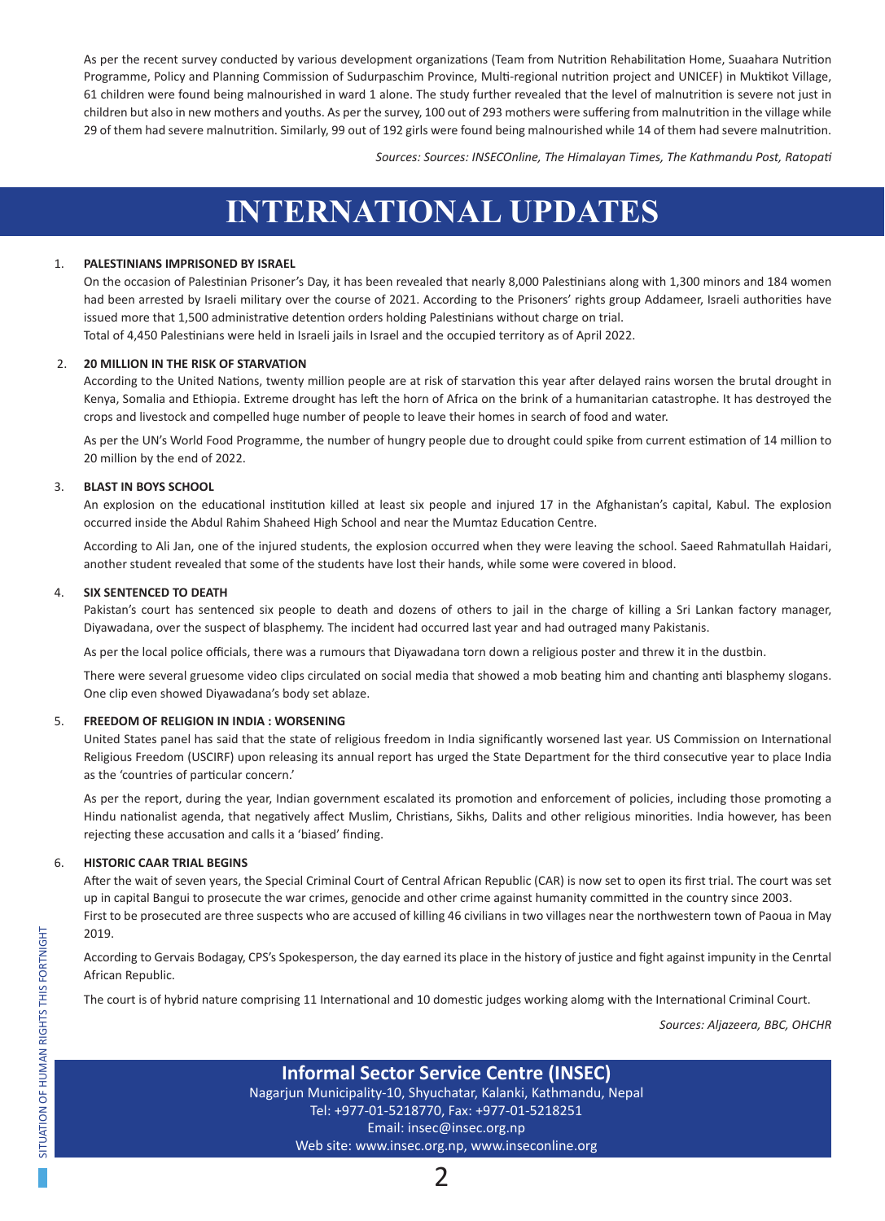As per the recent survey conducted by various development organizations (Team from Nutrition Rehabilitation Home, Suaahara Nutrition Programme, Policy and Planning Commission of Sudurpaschim Province, Multi-regional nutrition project and UNICEF) in Muktikot Village, 61 children were found being malnourished in ward 1 alone. The study further revealed that the level of malnutrition is severe not just in children but also in new mothers and youths. As per the survey, 100 out of 293 mothers were suffering from malnutrition in the village while 29 of them had severe malnutrition. Similarly, 99 out of 192 girls were found being malnourished while 14 of them had severe malnutrition.

*Sources: Sources: INSECOnline, The Himalayan Times, The Kathmandu Post, Ratopati*

# INTERNATIONAL UPDATES

1. **PALESTINIANS IMPRISONED BY ISRAEL**

   On the occasion of Palestinian Prisoner's Day, it has been revealed that nearly 8,000 Palestinians along with 1,300 minors and 184 women had been arrested by Israeli military over the course of 2021. According to the Prisoners' rights group Addameer, Israeli authorities have issued more that 1,500 administrative detention orders holding Palestinians without charge on trial.
   Total of 4,450 Palestinians were held in Israeli jails in Israel and the occupied territory as of April 2022.

2. **20 MILLION IN THE RISK OF STARVATION**

   According to the United Nations, twenty million people are at risk of starvation this year after delayed rains worsen the brutal drought in Kenya, Somalia and Ethiopia. Extreme drought has left the horn of Africa on the brink of a humanitarian catastrophe. It has destroyed the crops and livestock and compelled huge number of people to leave their homes in search of food and water.

   As per the UN's World Food Programme, the number of hungry people due to drought could spike from current estimation of 14 million to 20 million by the end of 2022.

3. **BLAST IN BOYS SCHOOL**

   An explosion on the educational institution killed at least six people and injured 17 in the Afghanistan's capital, Kabul. The explosion occurred inside the Abdul Rahim Shaheed High School and near the Mumtaz Education Centre.

   According to Ali Jan, one of the injured students, the explosion occurred when they were leaving the school. Saeed Rahmatullah Haidari, another student revealed that some of the students have lost their hands, while some were covered in blood.

4. **SIX SENTENCED TO DEATH**

   Pakistan's court has sentenced six people to death and dozens of others to jail in the charge of killing a Sri Lankan factory manager, Diyawadana, over the suspect of blasphemy. The incident had occurred last year and had outraged many Pakistanis.

   As per the local police officials, there was a rumours that Diyawadana torn down a religious poster and threw it in the dustbin.

   There were several gruesome video clips circulated on social media that showed a mob beating him and chanting anti blasphemy slogans. One clip even showed Diyawadana's body set ablaze.

5. **FREEDOM OF RELIGION IN INDIA : WORSENING**

   United States panel has said that the state of religious freedom in India significantly worsened last year. US Commission on International Religious Freedom (USCIRF) upon releasing its annual report has urged the State Department for the third consecutive year to place India as the 'countries of particular concern.'

   As per the report, during the year, Indian government escalated its promotion and enforcement of policies, including those promoting a Hindu nationalist agenda, that negatively affect Muslim, Christians, Sikhs, Dalits and other religious minorities. India however, has been rejecting these accusation and calls it a 'biased' finding.

6. **HISTORIC CAAR TRIAL BEGINS**

   After the wait of seven years, the Special Criminal Court of Central African Republic (CAR) is now set to open its first trial. The court was set up in capital Bangui to prosecute the war crimes, genocide and other crime against humanity committed in the country since 2003.
   First to be prosecuted are three suspects who are accused of killing 46 civilians in two villages near the northwestern town of Paoua in May 2019.

   According to Gervais Bodagay, CPS's Spokesperson, the day earned its place in the history of justice and fight against impunity in the Cenrtal African Republic.

   The court is of hybrid nature comprising 11 International and 10 domestic judges working alomg with the International Criminal Court.

*Sources: Aljazeera, BBC, OHCHR*

**Informal Sector Service Centre (INSEC)**
Nagarjun Municipality-10, Shyuchatar, Kalanki, Kathmandu, Nepal
Tel: +977-01-5218770, Fax: +977-01-5218251
Email: insec@insec.org.np
Web site: www.insec.org.np, www.inseconline.org